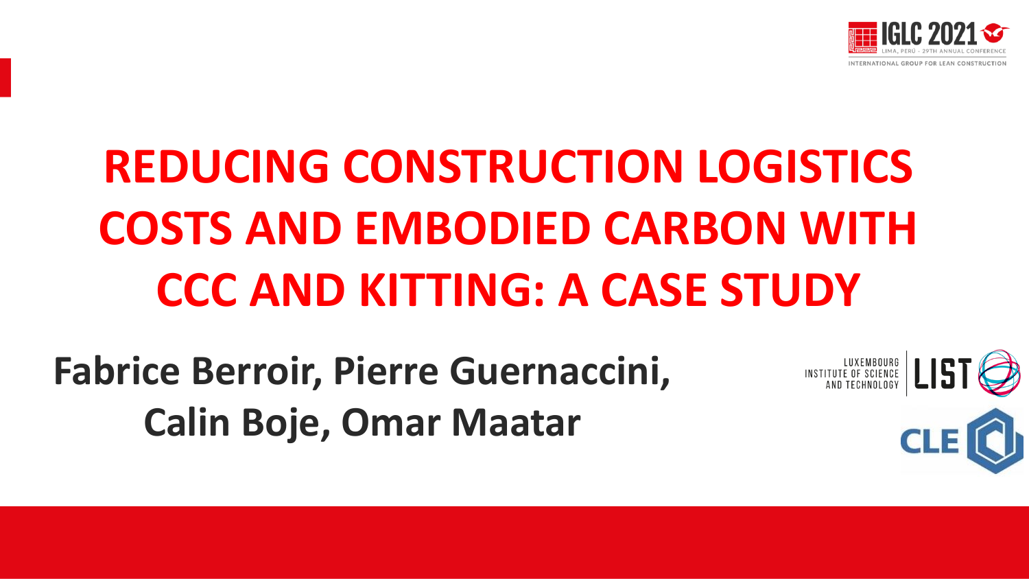# REDUCING CONSTRUCTION LOGISTICS COSTS AND EMBODIED CARBON WITH CCC AND KITTING: A CASE STUDY

**Fabrice Berroir, Pierre Guernaccini, Calin Boje, Omar Maatar**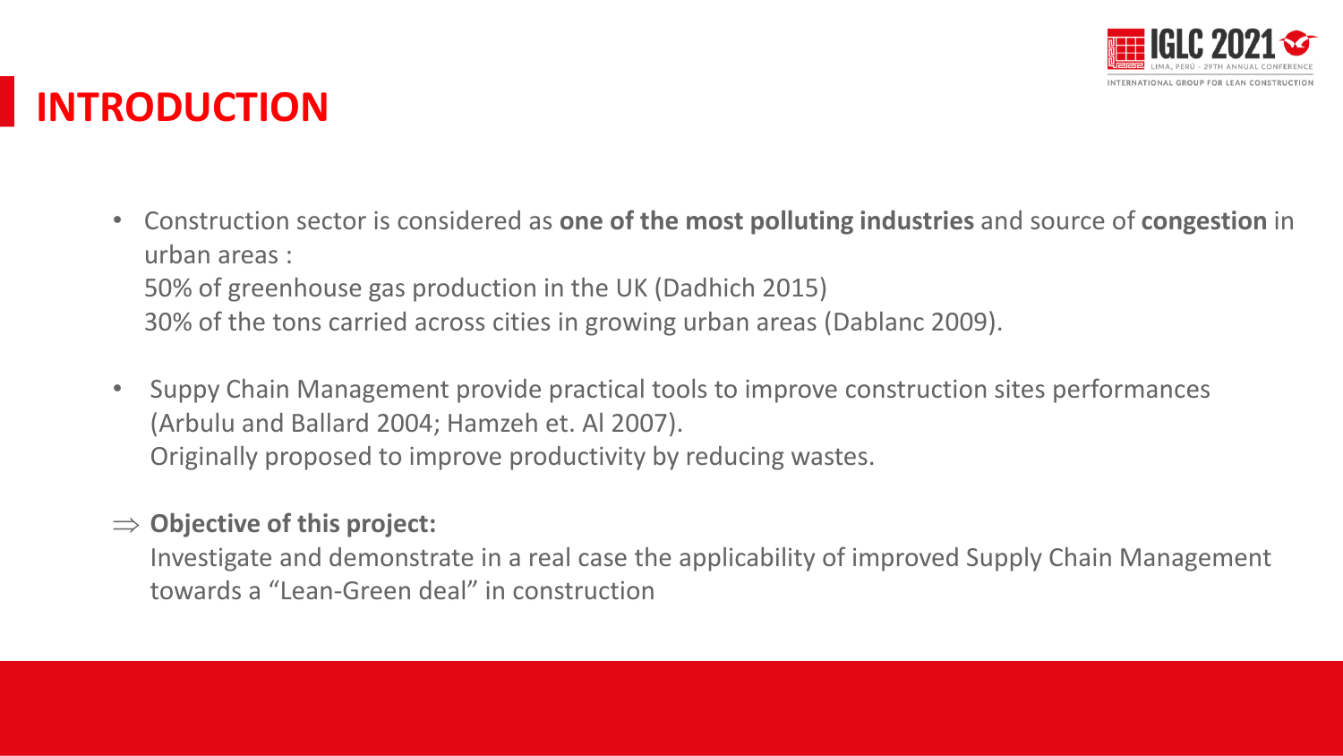# INTRODUCTION

- Construction sector is considered as **one of the most polluting industries** and source of **congestion** in urban areas :
  50% of greenhouse gas production in the UK (Dadhich 2015)
  30% of the tons carried across cities in growing urban areas (Dablanc 2009).

- Suppy Chain Management provide practical tools to improve construction sites performances (Arbulu and Ballard 2004; Hamzeh et. Al 2007).
  Originally proposed to improve productivity by reducing wastes.

$\Rightarrow$ **Objective of this project:**
Investigate and demonstrate in a real case the applicability of improved Supply Chain Management towards a "Lean-Green deal" in construction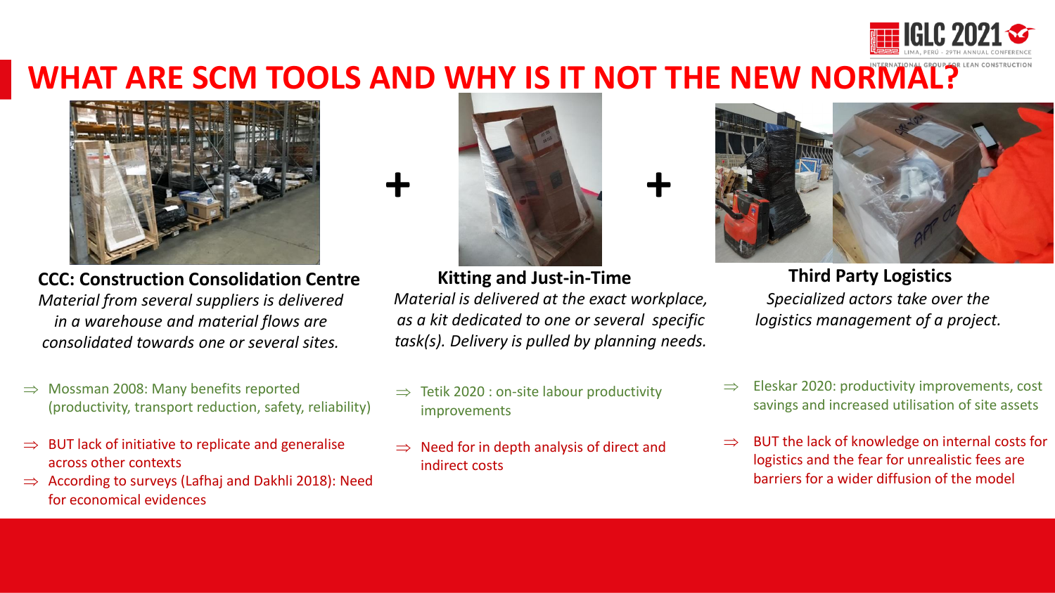# WHAT ARE SCM TOOLS AND WHY IS IT NOT THE NEW NORMAL?

**CCC: Construction Consolidation Centre**

*Material from several suppliers is delivered in a warehouse and material flows are consolidated towards one or several sites.*

⇒ Mossman 2008: Many benefits reported (productivity, transport reduction, safety, reliability)

⇒ BUT lack of initiative to replicate and generalise across other contexts

⇒ According to surveys (Lafhaj and Dakhli 2018): Need for economical evidences

+

**Kitting and Just-in-Time**

*Material is delivered at the exact workplace, as a kit dedicated to one or several specific task(s). Delivery is pulled by planning needs.*

⇒ Tetik 2020 : on-site labour productivity improvements

⇒ Need for in depth analysis of direct and indirect costs

+

**Third Party Logistics**

*Specialized actors take over the logistics management of a project.*

⇒ Eleskar 2020: productivity improvements, cost savings and increased utilisation of site assets

⇒ BUT the lack of knowledge on internal costs for logistics and the fear for unrealistic fees are barriers for a wider diffusion of the model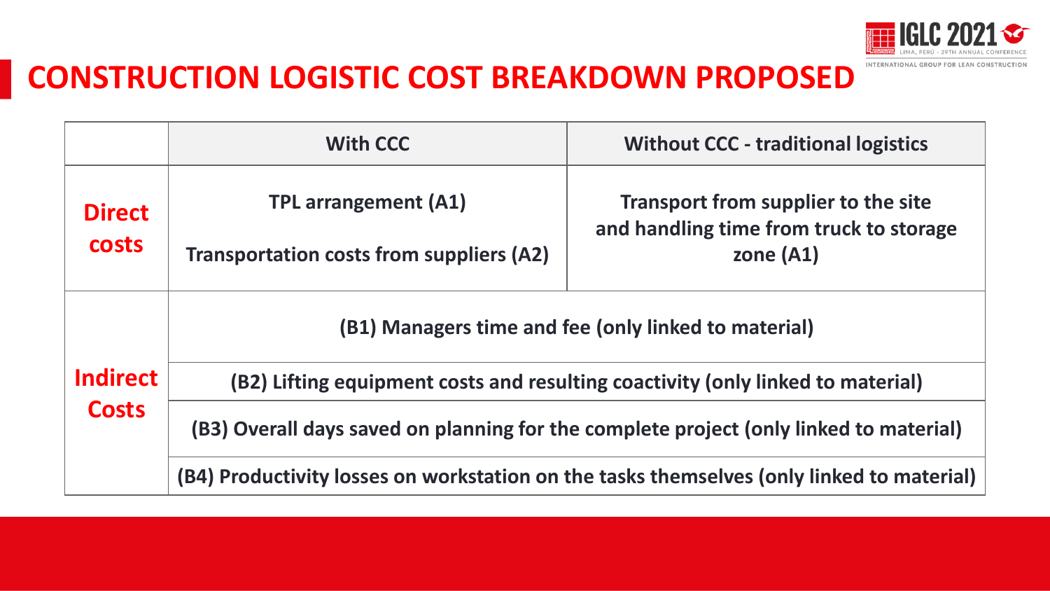# CONSTRUCTION LOGISTIC COST BREAKDOWN PROPOSED

| | With CCC | Without CCC - traditional logistics |
|---|---|---|
| **Direct costs** | TPL arrangement (A1)<br><br>Transportation costs from suppliers (A2) | Transport from supplier to the site and handling time from truck to storage zone (A1) |
| **Indirect Costs** | (B1) Managers time and fee (only linked to material) | |
| | (B2) Lifting equipment costs and resulting coactivity (only linked to material) | |
| | (B3) Overall days saved on planning for the complete project (only linked to material) | |
| | (B4) Productivity losses on workstation on the tasks themselves (only linked to material) | |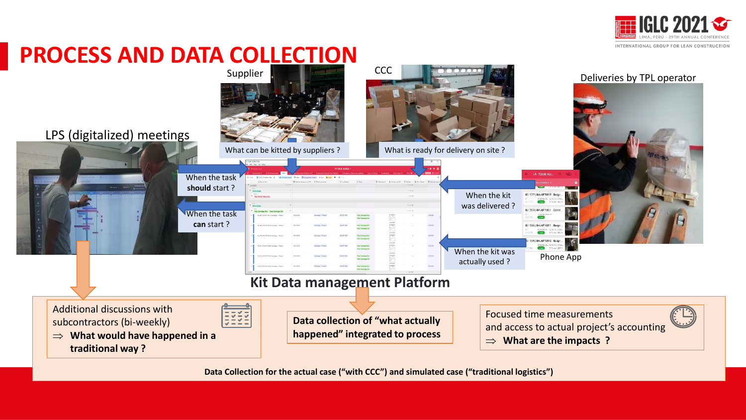# PROCESS AND DATA COLLECTION

Supplier

CCC

Deliveries by TPL operator

LPS (digitalized) meetings

What can be kitted by suppliers ?

What is ready for delivery on site ?

When the task **should** start ?

When the task **can** start ?

When the kit was delivered ?

When the kit was actually used ?

Phone App

**Kit Data management Platform**

Additional discussions with subcontractors (bi-weekly)
⇒ **What would have happened in a traditional way ?**

**Data collection of "what actually happened" integrated to process**

Focused time measurements and access to actual project's accounting
⇒ **What are the impacts ?**

**Data Collection for the actual case ("with CCC") and simulated case ("traditional logistics")**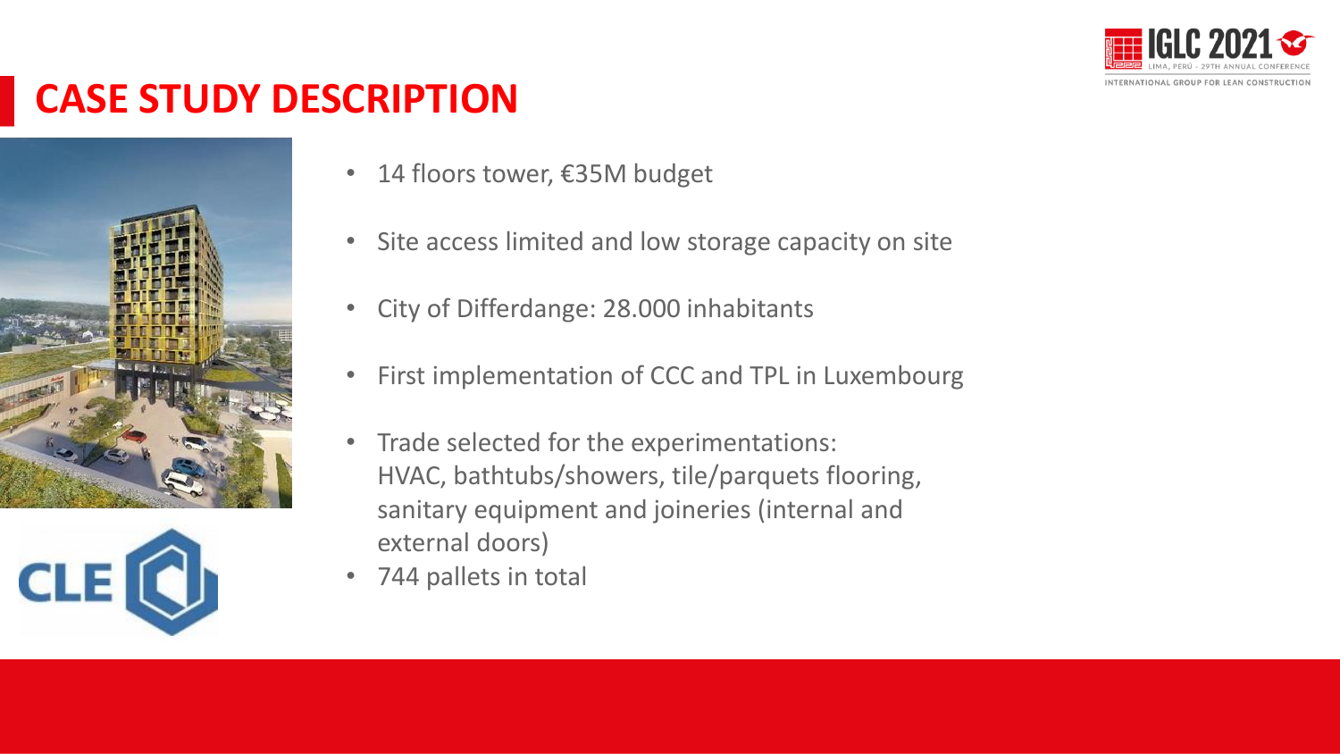# CASE STUDY DESCRIPTION

- 14 floors tower, €35M budget
- Site access limited and low storage capacity on site
- City of Differdange: 28.000 inhabitants
- First implementation of CCC and TPL in Luxembourg
- Trade selected for the experimentations: HVAC, bathtubs/showers, tile/parquets flooring, sanitary equipment and joineries (internal and external doors)
- 744 pallets in total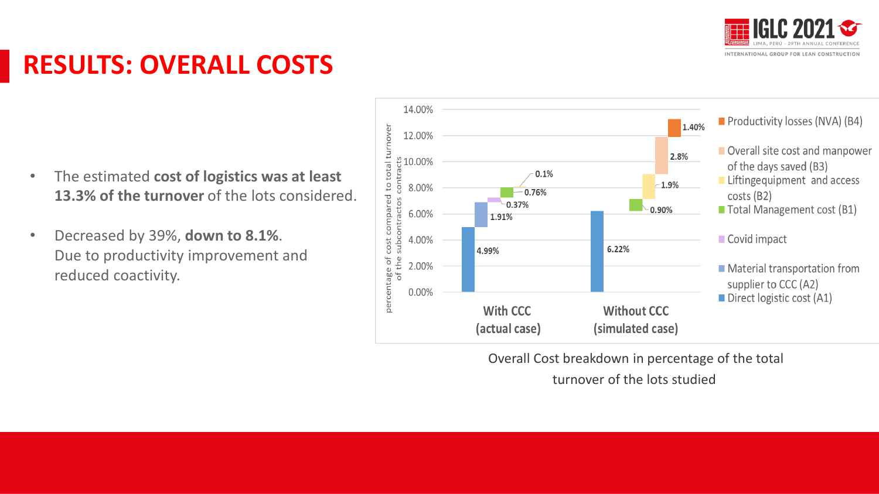# RESULTS: OVERALL COSTS

- The estimated **cost of logistics was at least 13.3% of the turnover** of the lots considered.
- Decreased by 39%, **down to 8.1%**.
  Due to productivity improvement and reduced coactivity.

Overall Cost breakdown in percentage of the total turnover of the lots studied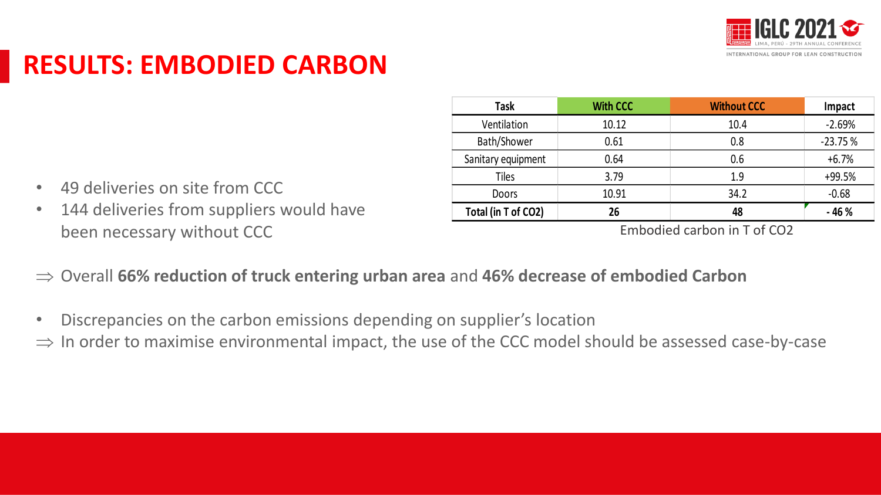# RESULTS: EMBODIED CARBON

| Task | With CCC | Without CCC | Impact |
|---|---|---|---|
| Ventilation | 10.12 | 10.4 | -2.69% |
| Bath/Shower | 0.61 | 0.8 | -23.75 % |
| Sanitary equipment | 0.64 | 0.6 | +6.7% |
| Tiles | 3.79 | 1.9 | +99.5% |
| Doors | 10.91 | 34.2 | -0.68 |
| **Total (in T of CO2)** | **26** | **48** | **- 46 %** |

Embodied carbon in T of CO2

- 49 deliveries on site from CCC
- 144 deliveries from suppliers would have been necessary without CCC

$\Rightarrow$ Overall **66% reduction of truck entering urban area** and **46% decrease of embodied Carbon**

- Discrepancies on the carbon emissions depending on supplier's location

$\Rightarrow$ In order to maximise environmental impact, the use of the CCC model should be assessed case-by-case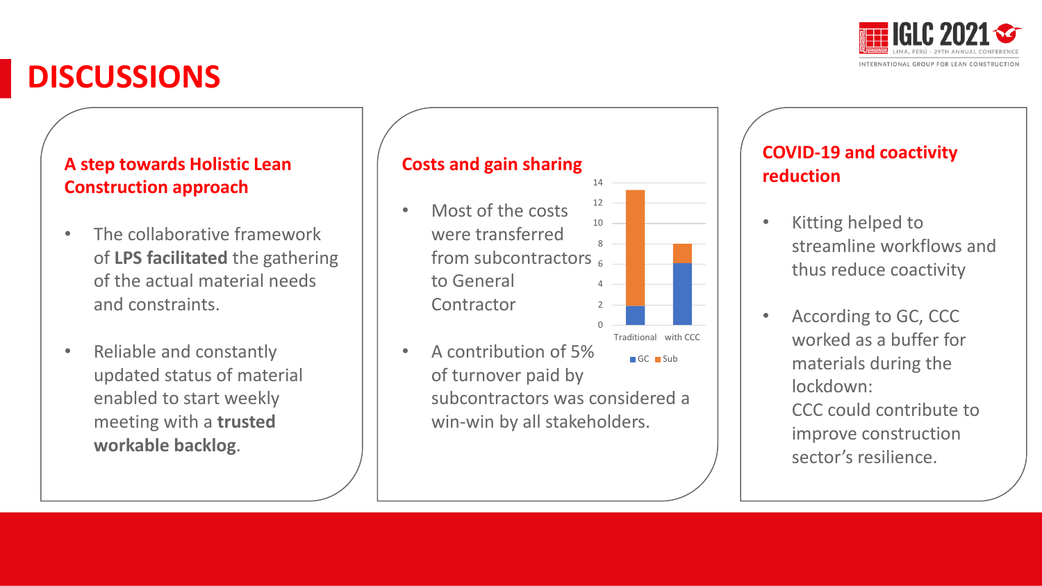# DISCUSSIONS

### A step towards Holistic Lean Construction approach

- The collaborative framework of **LPS facilitated** the gathering of the actual material needs and constraints.
- Reliable and constantly updated status of material enabled to start weekly meeting with a **trusted workable backlog**.

### Costs and gain sharing

- Most of the costs were transferred from subcontractors to General Contractor
- A contribution of 5% of turnover paid by subcontractors was considered a win-win by all stakeholders.

| | GC | Sub |
|---|---|---|
| Traditional | 2 | 11.3 |
| with CCC | 6 | 2 |

### COVID-19 and coactivity reduction

- Kitting helped to streamline workflows and thus reduce coactivity
- According to GC, CCC worked as a buffer for materials during the lockdown:
  CCC could contribute to improve construction sector's resilience.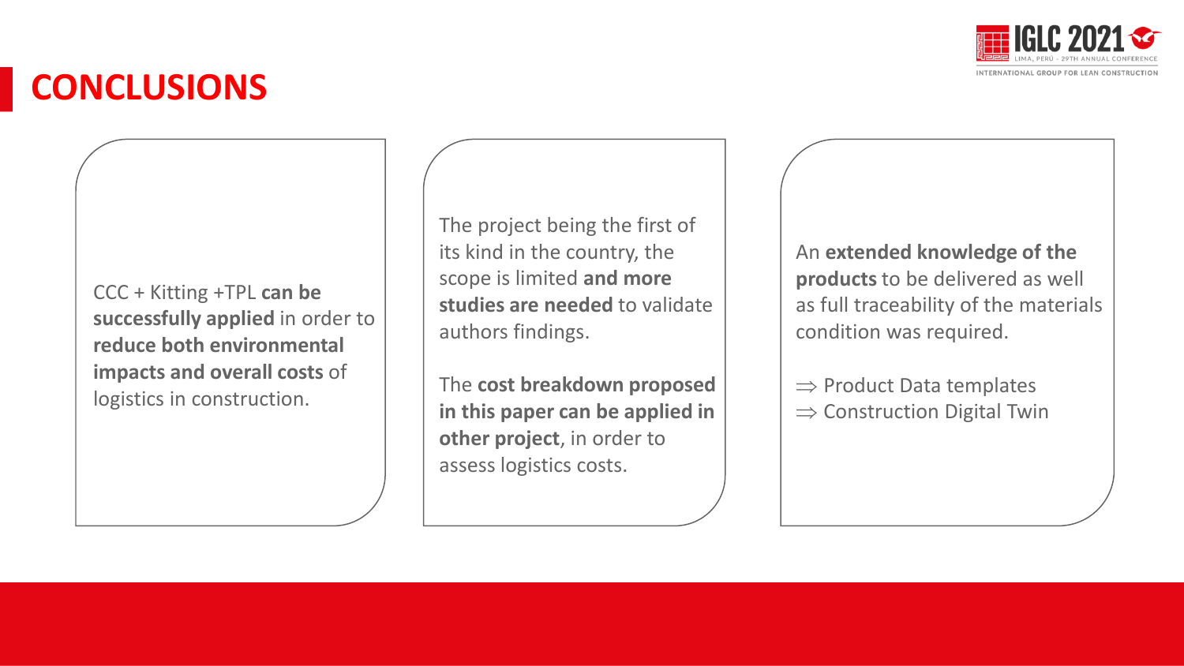# CONCLUSIONS

CCC + Kitting +TPL **can be successfully applied** in order to **reduce both environmental impacts and overall costs** of logistics in construction.

The project being the first of its kind in the country, the scope is limited **and more studies are needed** to validate authors findings.

The **cost breakdown proposed in this paper can be applied in other project**, in order to assess logistics costs.

An **extended knowledge of the products** to be delivered as well as full traceability of the materials condition was required.

$\Rightarrow$ Product Data templates
$\Rightarrow$ Construction Digital Twin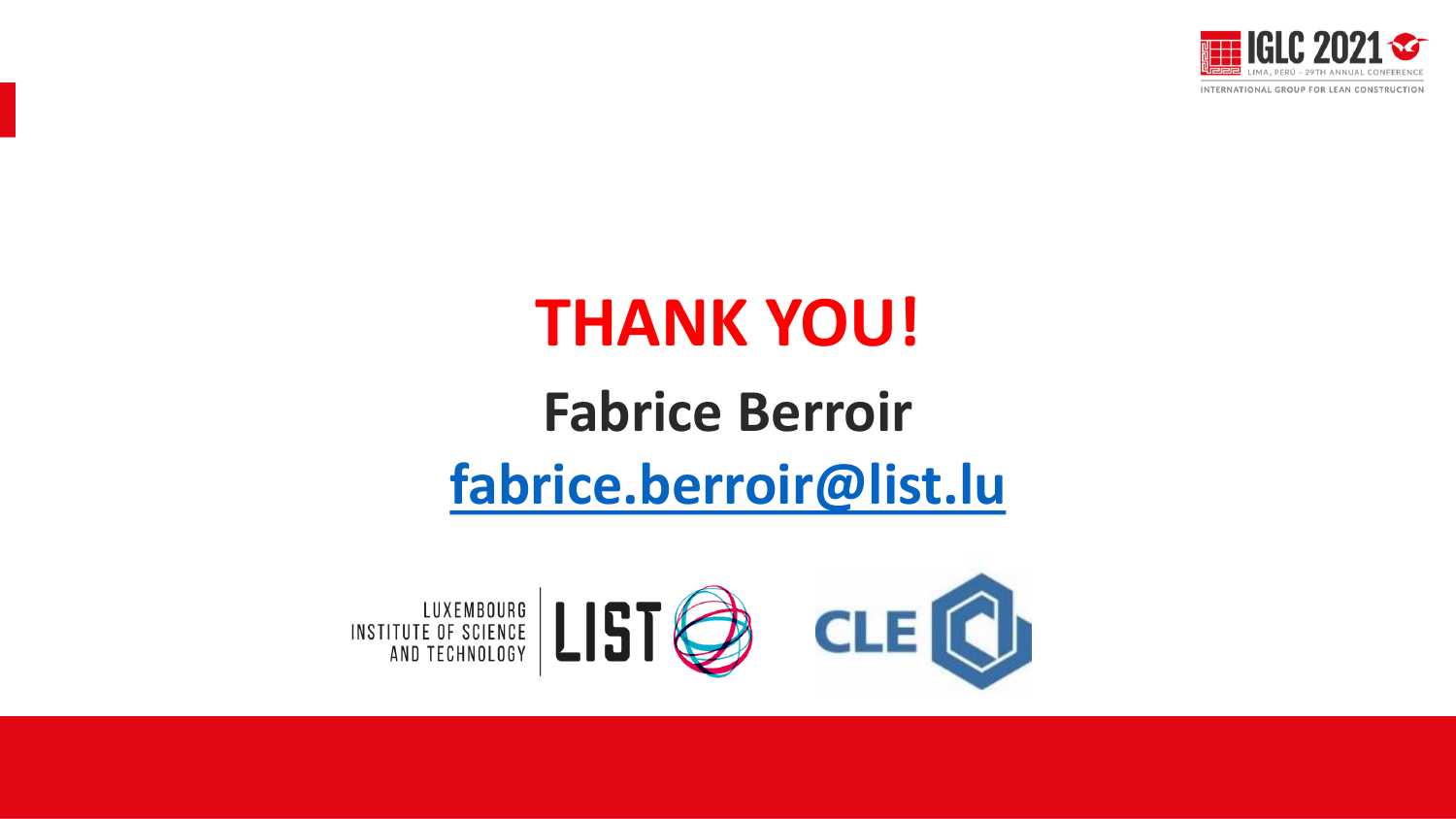# THANK YOU!

## Fabrice Berroir

[fabrice.berroir@list.lu](mailto:fabrice.berroir@list.lu)